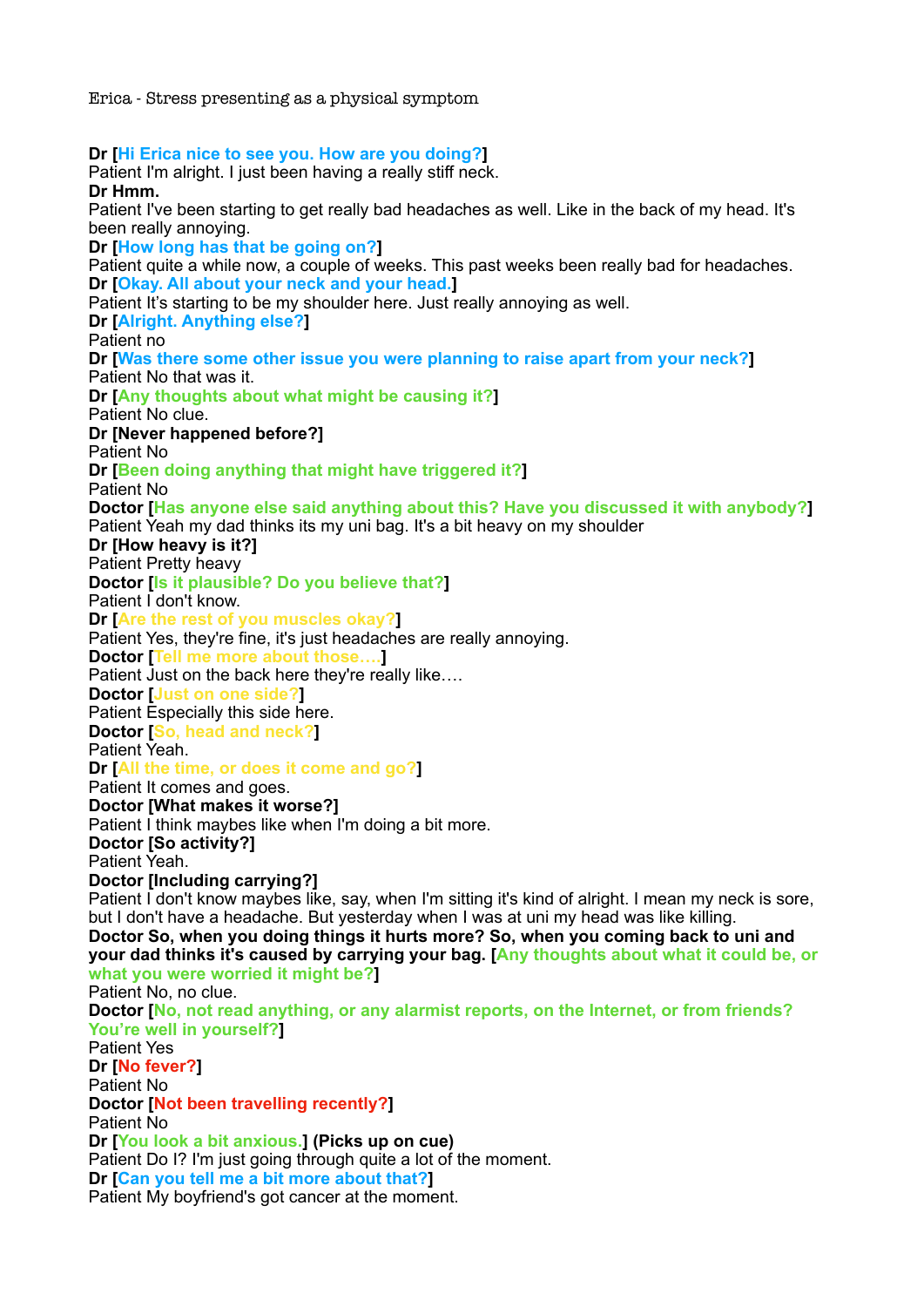Erica - Stress presenting as a physical symptom

**Dr** [Hi Erica nice to see you. How are you doing?]
Patient I'm alright. I just been having a really stiff neck.
**Dr Hmm.**
Patient I've been starting to get really bad headaches as well. Like in the back of my head. It's been really annoying.
**Dr** [How long has that be going on?]
Patient quite a while now, a couple of weeks. This past weeks been really bad for headaches.
**Dr** [Okay. All about your neck and your head.]
Patient It's starting to be my shoulder here. Just really annoying as well.
**Dr** [Alright. Anything else?]
Patient no
**Dr** [Was there some other issue you were planning to raise apart from your neck?]
Patient No that was it.
**Dr** [Any thoughts about what might be causing it?]
Patient No clue.
**Dr [Never happened before?]**
Patient No
**Dr** [Been doing anything that might have triggered it?]
Patient No
**Doctor** [Has anyone else said anything about this? Have you discussed it with anybody?]
Patient Yeah my dad thinks its my uni bag. It's a bit heavy on my shoulder
**Dr [How heavy is it?]**
Patient Pretty heavy
**Doctor** [Is it plausible? Do you believe that?]
Patient I don't know.
**Dr** [Are the rest of you muscles okay?]
Patient Yes, they're fine, it's just headaches are really annoying.
**Doctor** [Tell me more about those….]
Patient Just on the back here they're really like….
**Doctor** [Just on one side?]
Patient Especially this side here.
**Doctor** [So, head and neck?]
Patient Yeah.
**Dr** [All the time, or does it come and go?]
Patient It comes and goes.
**Doctor [What makes it worse?]**
Patient I think maybes like when I'm doing a bit more.
**Doctor [So activity?]**
Patient Yeah.
**Doctor [Including carrying?]**
Patient I don't know maybes like, say, when I'm sitting it's kind of alright. I mean my neck is sore, but I don't have a headache. But yesterday when I was at uni my head was like killing.
**Doctor So, when you doing things it hurts more? So, when you coming back to uni and your dad thinks it's caused by carrying your bag.** [Any thoughts about what it could be, or what you were worried it might be?]
Patient No, no clue.
**Doctor** [No, not read anything, or any alarmist reports, on the Internet, or from friends? You're well in yourself?]
Patient Yes
**Dr** [No fever?]
Patient No
**Doctor** [Not been travelling recently?]
Patient No
**Dr** [You look a bit anxious.] **(Picks up on cue)**
Patient Do I? I'm just going through quite a lot of the moment.
**Dr** [Can you tell me a bit more about that?]
Patient My boyfriend's got cancer at the moment.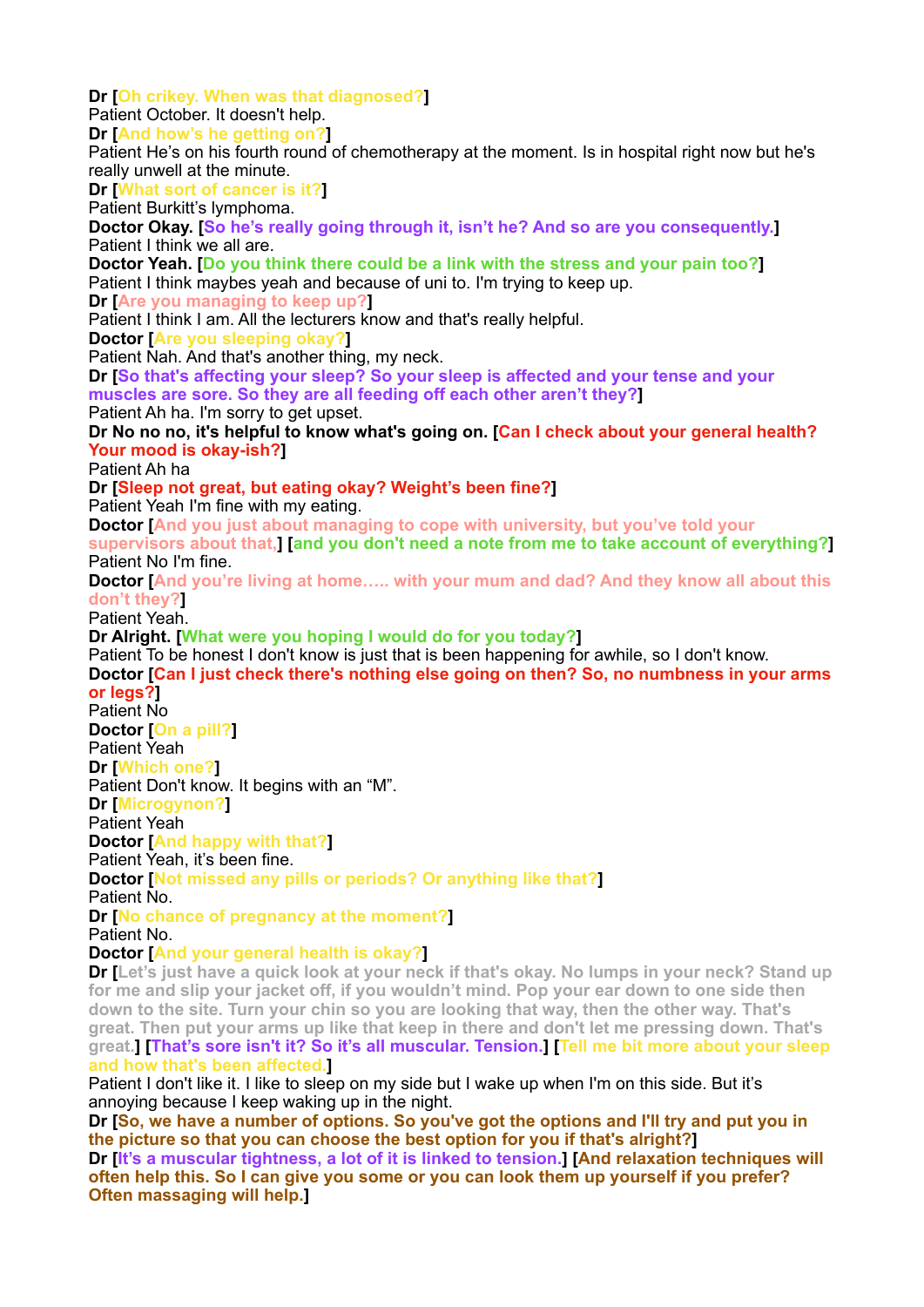**Dr [Oh crikey. When was that diagnosed?]**
Patient October. It doesn't help.
**Dr [And how's he getting on?]**
Patient He's on his fourth round of chemotherapy at the moment. Is in hospital right now but he's really unwell at the minute.
**Dr [What sort of cancer is it?]**
Patient Burkitt's lymphoma.
**Doctor Okay. [So he's really going through it, isn't he? And so are you consequently.]**
Patient I think we all are.
**Doctor Yeah. [Do you think there could be a link with the stress and your pain too?]**
Patient I think maybes yeah and because of uni to. I'm trying to keep up.
**Dr [Are you managing to keep up?]**
Patient I think I am. All the lecturers know and that's really helpful.
**Doctor [Are you sleeping okay?]**
Patient Nah. And that's another thing, my neck.
**Dr [So that's affecting your sleep? So your sleep is affected and your tense and your muscles are sore. So they are all feeding off each other aren't they?]**
Patient Ah ha. I'm sorry to get upset.
**Dr No no no, it's helpful to know what's going on. [Can I check about your general health? Your mood is okay-ish?]**
Patient Ah ha
**Dr [Sleep not great, but eating okay? Weight's been fine?]**
Patient Yeah I'm fine with my eating.
**Doctor [And you just about managing to cope with university, but you've told your supervisors about that,] [and you don't need a note from me to take account of everything?]**
Patient No I'm fine.
**Doctor [And you're living at home….. with your mum and dad? And they know all about this don't they?]**
Patient Yeah.
**Dr Alright. [What were you hoping I would do for you today?]**
Patient To be honest I don't know is just that is been happening for awhile, so I don't know.
**Doctor [Can I just check there's nothing else going on then? So, no numbness in your arms or legs?]**
Patient No
**Doctor [On a pill?]**
Patient Yeah
**Dr [Which one?]**
Patient Don't know. It begins with an "M".
**Dr [Microgynon?]**
Patient Yeah
**Doctor [And happy with that?]**
Patient Yeah, it's been fine.
**Doctor [Not missed any pills or periods? Or anything like that?]**
Patient No.
**Dr [No chance of pregnancy at the moment?]**
Patient No.
**Doctor [And your general health is okay?]**
**Dr [Let's just have a quick look at your neck if that's okay. No lumps in your neck? Stand up for me and slip your jacket off, if you wouldn't mind. Pop your ear down to one side then down to the site. Turn your chin so you are looking that way, then the other way. That's great. Then put your arms up like that keep in there and don't let me pressing down. That's great.] [That's sore isn't it? So it's all muscular. Tension.] [Tell me bit more about your sleep and how that's been affected.]**
Patient I don't like it. I like to sleep on my side but I wake up when I'm on this side. But it's annoying because I keep waking up in the night.
**Dr [So, we have a number of options. So you've got the options and I'll try and put you in the picture so that you can choose the best option for you if that's alright?]**
**Dr [It's a muscular tightness, a lot of it is linked to tension.] [And relaxation techniques will often help this. So I can give you some or you can look them up yourself if you prefer? Often massaging will help.]**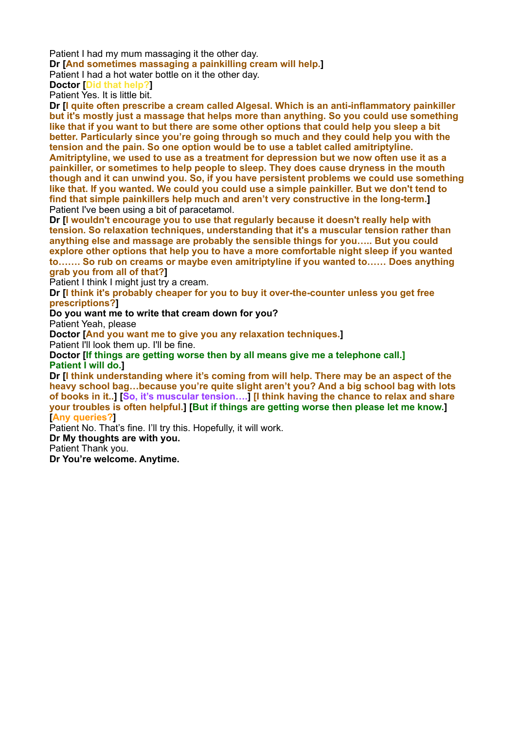Patient I had my mum massaging it the other day.

**Dr [And sometimes massaging a painkilling cream will help.]**

Patient I had a hot water bottle on it the other day.

**Doctor [Did that help?]**

Patient Yes. It is little bit.

**Dr [I quite often prescribe a cream called Algesal. Which is an anti-inflammatory painkiller but it's mostly just a massage that helps more than anything. So you could use something like that if you want to but there are some other options that could help you sleep a bit better. Particularly since you're going through so much and they could help you with the tension and the pain. So one option would be to use a tablet called amitriptyline. Amitriptyline, we used to use as a treatment for depression but we now often use it as a painkiller, or sometimes to help people to sleep. They does cause dryness in the mouth though and it can unwind you. So, if you have persistent problems we could use something like that. If you wanted. We could you could use a simple painkiller. But we don't tend to find that simple painkillers help much and aren't very constructive in the long-term.]**

Patient I've been using a bit of paracetamol.

**Dr [I wouldn't encourage you to use that regularly because it doesn't really help with tension. So relaxation techniques, understanding that it's a muscular tension rather than anything else and massage are probably the sensible things for you….. But you could explore other options that help you to have a more comfortable night sleep if you wanted to……. So rub on creams or maybe even amitriptyline if you wanted to…… Does anything grab you from all of that?]**

Patient I think I might just try a cream.

**Dr [I think it's probably cheaper for you to buy it over-the-counter unless you get free prescriptions?]**

**Do you want me to write that cream down for you?**

Patient Yeah, please

**Doctor [And you want me to give you any relaxation techniques.]**

Patient I'll look them up. I'll be fine.

**Doctor [If things are getting worse then by all means give me a telephone call.]**

**Patient I will do.]**

**Dr [I think understanding where it's coming from will help. There may be an aspect of the heavy school bag…because you're quite slight aren't you? And a big school bag with lots of books in it..] [So, it's muscular tension….] [I think having the chance to relax and share your troubles is often helpful.] [But if things are getting worse then please let me know.] [Any queries?]**

Patient No. That's fine. I'll try this. Hopefully, it will work.

**Dr My thoughts are with you.**

Patient Thank you.

**Dr You're welcome. Anytime.**